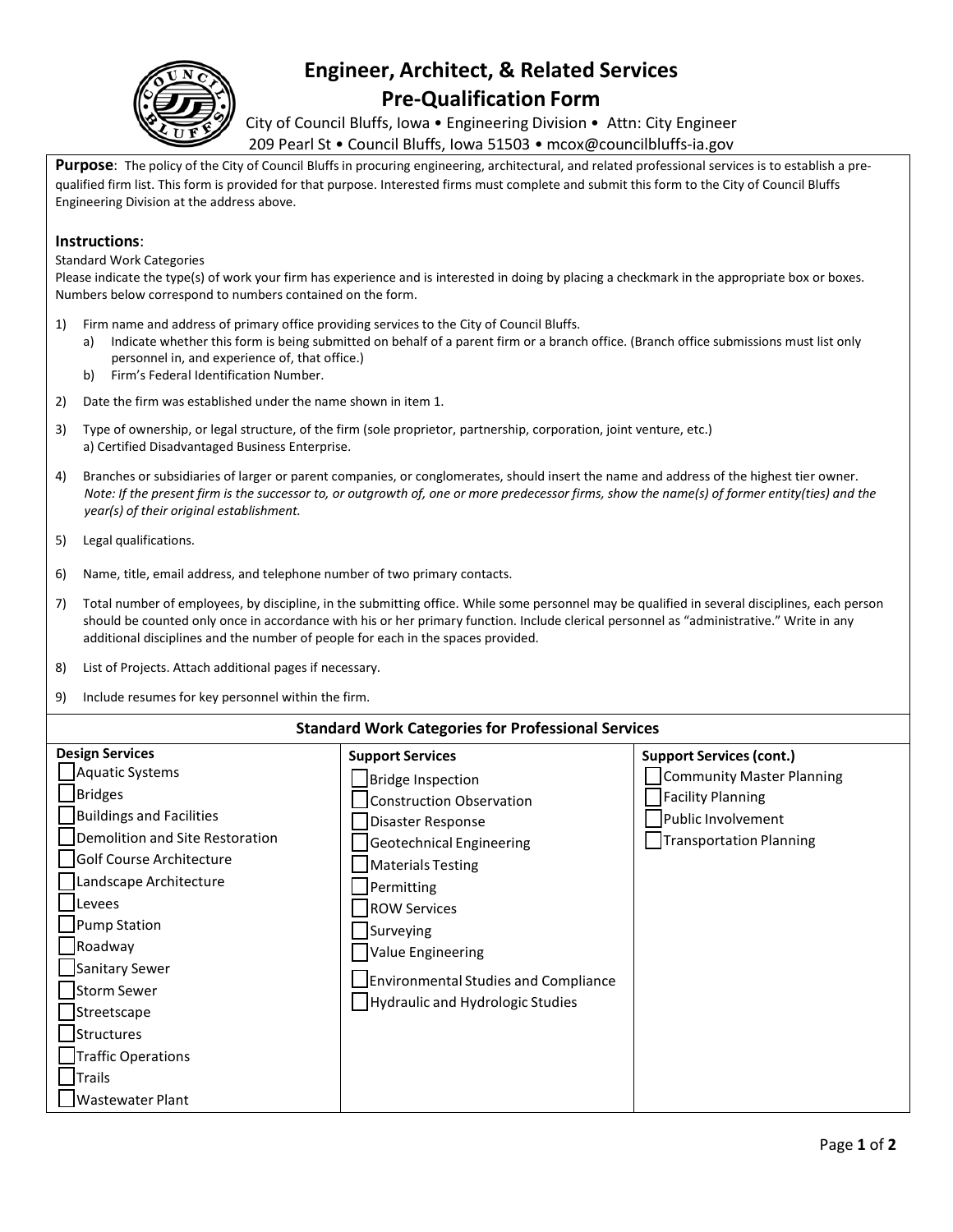# Engineer, Architect, & Related Services Pre-Qualification Form

City of Council Bluffs, Iowa • Engineering Division • Attn: City Engineer
209 Pearl St • Council Bluffs, Iowa 51503 • mcox@councilbluffs-ia.gov

**Purpose**: The policy of the City of Council Bluffs in procuring engineering, architectural, and related professional services is to establish a pre-qualified firm list. This form is provided for that purpose. Interested firms must complete and submit this form to the City of Council Bluffs Engineering Division at the address above.

**Instructions**:

Standard Work Categories

Please indicate the type(s) of work your firm has experience and is interested in doing by placing a checkmark in the appropriate box or boxes. Numbers below correspond to numbers contained on the form.

1) Firm name and address of primary office providing services to the City of Council Bluffs.
   a) Indicate whether this form is being submitted on behalf of a parent firm or a branch office. (Branch office submissions must list only personnel in, and experience of, that office.)
   b) Firm's Federal Identification Number.
2) Date the firm was established under the name shown in item 1.
3) Type of ownership, or legal structure, of the firm (sole proprietor, partnership, corporation, joint venture, etc.)
   a) Certified Disadvantaged Business Enterprise.
4) Branches or subsidiaries of larger or parent companies, or conglomerates, should insert the name and address of the highest tier owner.
   *Note: If the present firm is the successor to, or outgrowth of, one or more predecessor firms, show the name(s) of former entity(ties) and the year(s) of their original establishment.*
5) Legal qualifications.
6) Name, title, email address, and telephone number of two primary contacts.
7) Total number of employees, by discipline, in the submitting office. While some personnel may be qualified in several disciplines, each person should be counted only once in accordance with his or her primary function. Include clerical personnel as "administrative." Write in any additional disciplines and the number of people for each in the spaces provided.
8) List of Projects. Attach additional pages if necessary.
9) Include resumes for key personnel within the firm.

## Standard Work Categories for Professional Services

| Design Services | Support Services | Support Services (cont.) |
|---|---|---|
| ☐ Aquatic Systems | ☐ Bridge Inspection | ☐ Community Master Planning |
| ☐ Bridges | ☐ Construction Observation | ☐ Facility Planning |
| ☐ Buildings and Facilities | ☐ Disaster Response | ☐ Public Involvement |
| ☐ Demolition and Site Restoration | ☐ Geotechnical Engineering | ☐ Transportation Planning |
| ☐ Golf Course Architecture | ☐ Materials Testing | |
| ☐ Landscape Architecture | ☐ Permitting | |
| ☐ Levees | ☐ ROW Services | |
| ☐ Pump Station | ☐ Surveying | |
| ☐ Roadway | ☐ Value Engineering | |
| ☐ Sanitary Sewer | ☐ Environmental Studies and Compliance | |
| ☐ Storm Sewer | ☐ Hydraulic and Hydrologic Studies | |
| ☐ Streetscape | | |
| ☐ Structures | | |
| ☐ Traffic Operations | | |
| ☐ Trails | | |
| ☐ Wastewater Plant | | |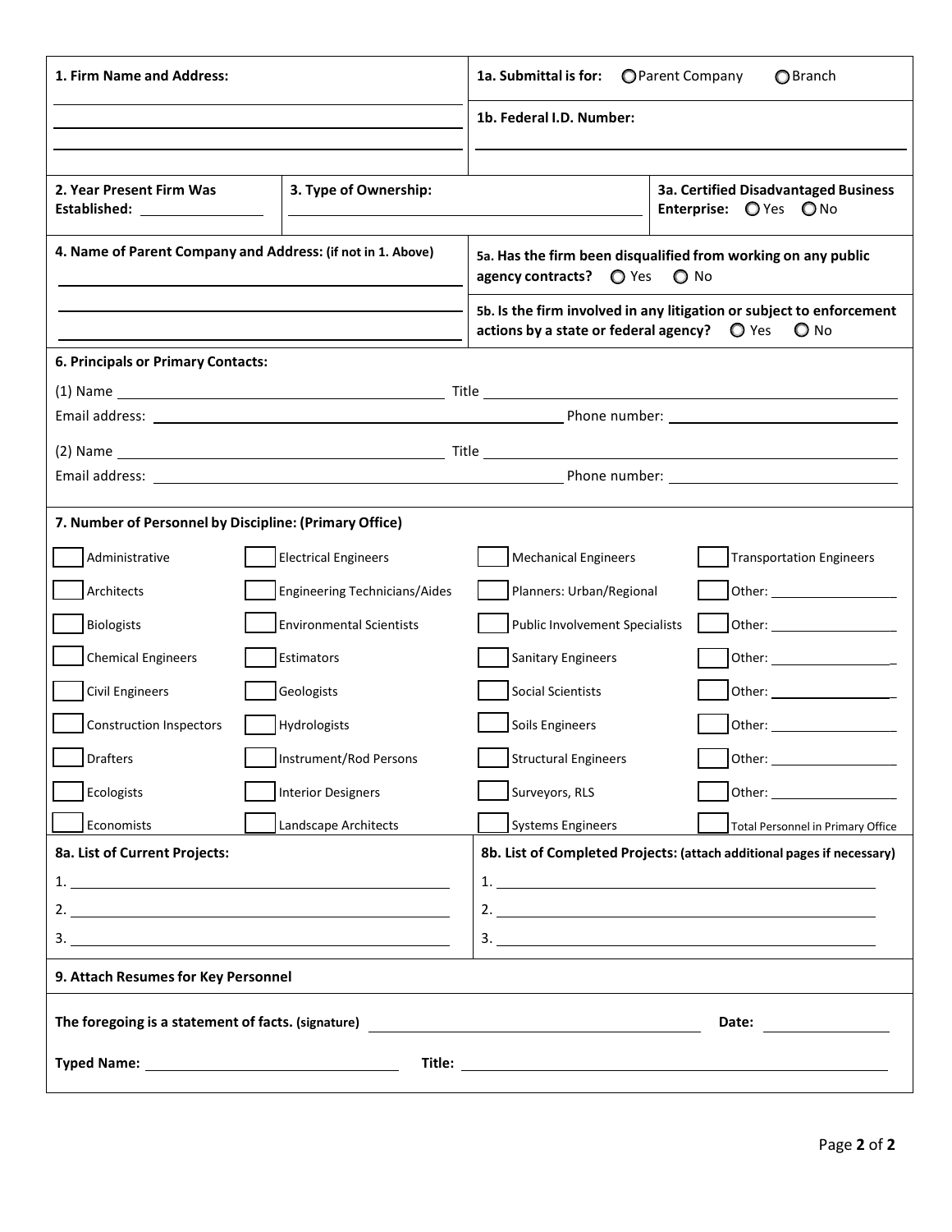**1. Firm Name and Address:**

**1a. Submittal is for:** ○ Parent Company ○ Branch

**1b. Federal I.D. Number:**

**2. Year Present Firm Was Established:**

**3. Type of Ownership:**

**3a. Certified Disadvantaged Business Enterprise:** ○ Yes ○ No

**4. Name of Parent Company and Address: (if not in 1. Above)**

**5a. Has the firm been disqualified from working on any public agency contracts?** ○ Yes ○ No

**5b. Is the firm involved in any litigation or subject to enforcement actions by a state or federal agency?** ○ Yes ○ No

**6. Principals or Primary Contacts:**

(1) Name ______ Title ______

Email address: ______ Phone number: ______

(2) Name ______ Title ______

Email address: ______ Phone number: ______

**7. Number of Personnel by Discipline: (Primary Office)**

| | | | |
|---|---|---|---|
| ☐ Administrative | ☐ Electrical Engineers | ☐ Mechanical Engineers | ☐ Transportation Engineers |
| ☐ Architects | ☐ Engineering Technicians/Aides | ☐ Planners: Urban/Regional | ☐ Other: ______ |
| ☐ Biologists | ☐ Environmental Scientists | ☐ Public Involvement Specialists | ☐ Other: ______ |
| ☐ Chemical Engineers | ☐ Estimators | ☐ Sanitary Engineers | ☐ Other: ______ |
| ☐ Civil Engineers | ☐ Geologists | ☐ Social Scientists | ☐ Other: ______ |
| ☐ Construction Inspectors | ☐ Hydrologists | ☐ Soils Engineers | ☐ Other: ______ |
| ☐ Drafters | ☐ Instrument/Rod Persons | ☐ Structural Engineers | ☐ Other: ______ |
| ☐ Ecologists | ☐ Interior Designers | ☐ Surveyors, RLS | ☐ Other: ______ |
| ☐ Economists | ☐ Landscape Architects | ☐ Systems Engineers | ☐ Total Personnel in Primary Office |

**8a. List of Current Projects:**

1. ______
2. ______
3. ______

**8b. List of Completed Projects: (attach additional pages if necessary)**

1. ______
2. ______
3. ______

**9. Attach Resumes for Key Personnel**

**The foregoing is a statement of facts. (signature)** ______ **Date:** ______

**Typed Name:** ______ **Title:** ______